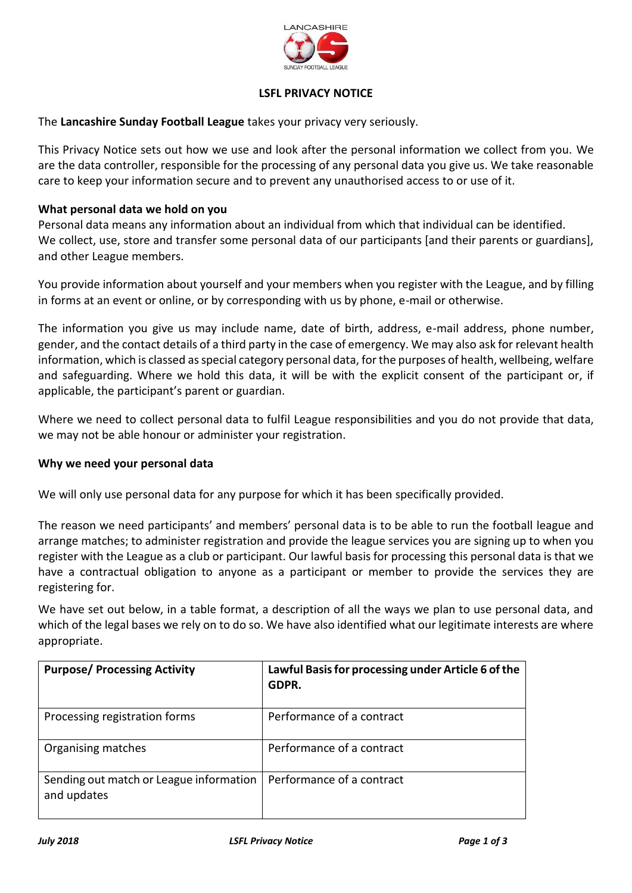# LSFL PRIVACY NOTICE

The **Lancashire Sunday Football League** takes your privacy very seriously.

This Privacy Notice sets out how we use and look after the personal information we collect from you. We are the data controller, responsible for the processing of any personal data you give us. We take reasonable care to keep your information secure and to prevent any unauthorised access to or use of it.

## What personal data we hold on you

Personal data means any information about an individual from which that individual can be identified. We collect, use, store and transfer some personal data of our participants [and their parents or guardians], and other League members.

You provide information about yourself and your members when you register with the League, and by filling in forms at an event or online, or by corresponding with us by phone, e-mail or otherwise.

The information you give us may include name, date of birth, address, e-mail address, phone number, gender, and the contact details of a third party in the case of emergency. We may also ask for relevant health information, which is classed as special category personal data, for the purposes of health, wellbeing, welfare and safeguarding. Where we hold this data, it will be with the explicit consent of the participant or, if applicable, the participant's parent or guardian.

Where we need to collect personal data to fulfil League responsibilities and you do not provide that data, we may not be able honour or administer your registration.

## Why we need your personal data

We will only use personal data for any purpose for which it has been specifically provided.

The reason we need participants' and members' personal data is to be able to run the football league and arrange matches; to administer registration and provide the league services you are signing up to when you register with the League as a club or participant. Our lawful basis for processing this personal data is that we have a contractual obligation to anyone as a participant or member to provide the services they are registering for.

We have set out below, in a table format, a description of all the ways we plan to use personal data, and which of the legal bases we rely on to do so. We have also identified what our legitimate interests are where appropriate.

| Purpose/ Processing Activity | Lawful Basis for processing under Article 6 of the GDPR. |
|---|---|
| Processing registration forms | Performance of a contract |
| Organising matches | Performance of a contract |
| Sending out match or League information and updates | Performance of a contract |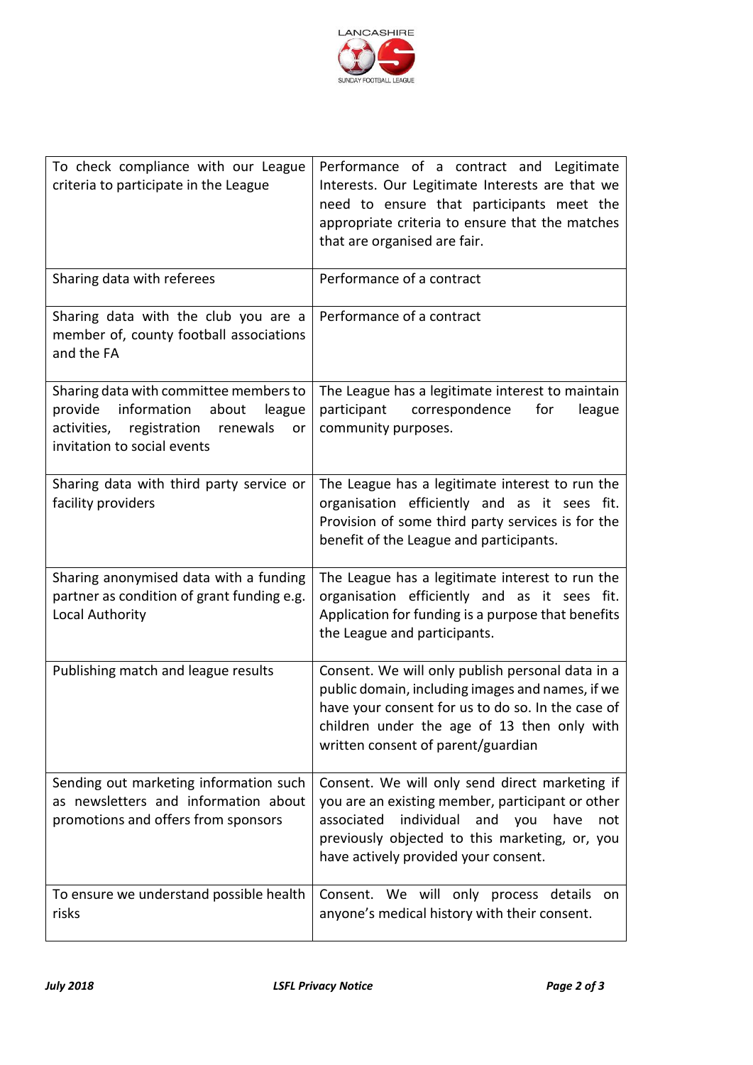| To check compliance with our League criteria to participate in the League | Performance of a contract and Legitimate Interests. Our Legitimate Interests are that we need to ensure that participants meet the appropriate criteria to ensure that the matches that are organised are fair. |
|---|---|
| Sharing data with referees | Performance of a contract |
| Sharing data with the club you are a member of, county football associations and the FA | Performance of a contract |
| Sharing data with committee members to provide information about league activities, registration renewals or invitation to social events | The League has a legitimate interest to maintain participant correspondence for league community purposes. |
| Sharing data with third party service or facility providers | The League has a legitimate interest to run the organisation efficiently and as it sees fit. Provision of some third party services is for the benefit of the League and participants. |
| Sharing anonymised data with a funding partner as condition of grant funding e.g. Local Authority | The League has a legitimate interest to run the organisation efficiently and as it sees fit. Application for funding is a purpose that benefits the League and participants. |
| Publishing match and league results | Consent. We will only publish personal data in a public domain, including images and names, if we have your consent for us to do so. In the case of children under the age of 13 then only with written consent of parent/guardian |
| Sending out marketing information such as newsletters and information about promotions and offers from sponsors | Consent. We will only send direct marketing if you are an existing member, participant or other associated individual and you have not previously objected to this marketing, or, you have actively provided your consent. |
| To ensure we understand possible health risks | Consent. We will only process details on anyone's medical history with their consent. |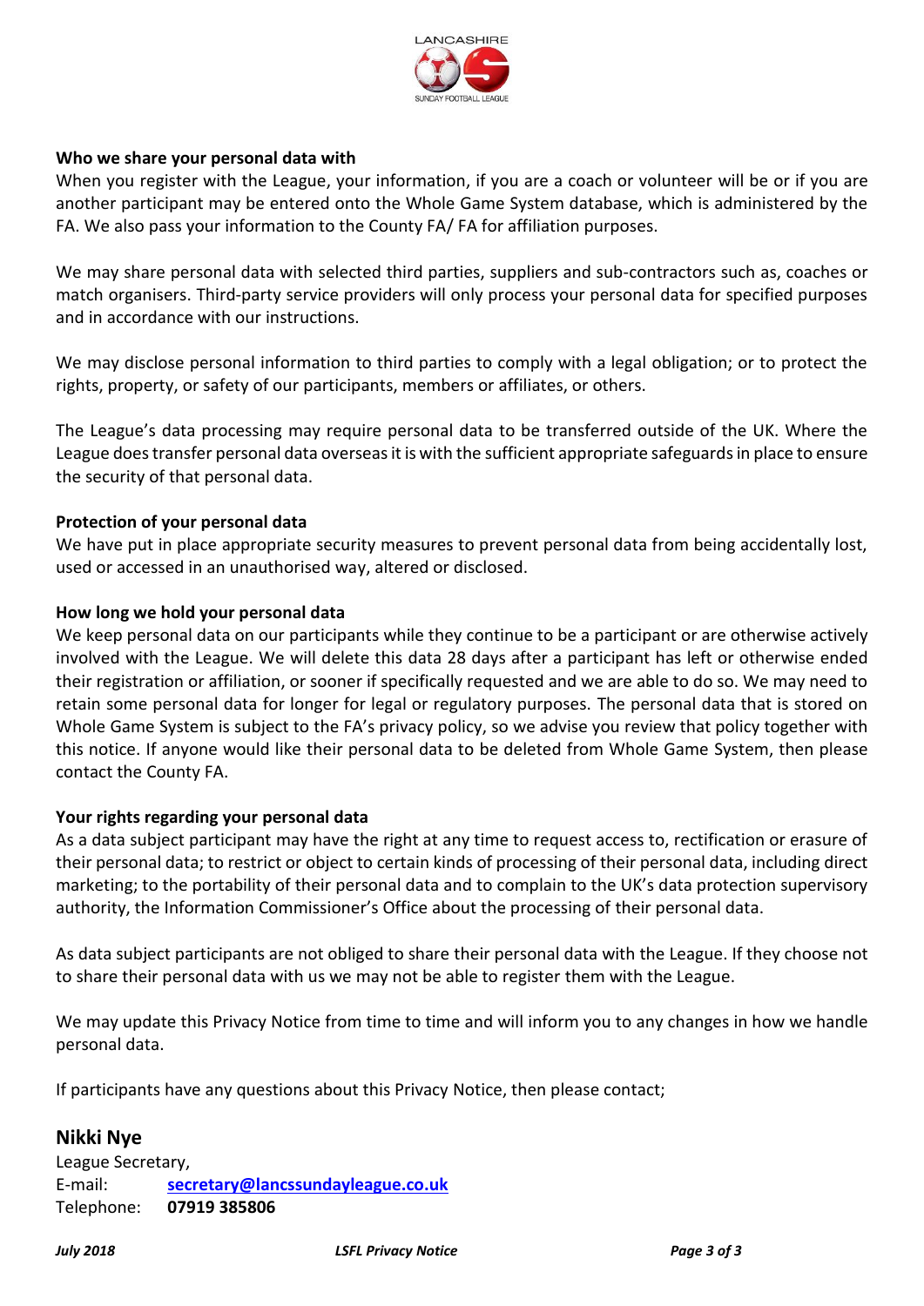**Who we share your personal data with**

When you register with the League, your information, if you are a coach or volunteer will be or if you are another participant may be entered onto the Whole Game System database, which is administered by the FA. We also pass your information to the County FA/ FA for affiliation purposes.

We may share personal data with selected third parties, suppliers and sub-contractors such as, coaches or match organisers. Third-party service providers will only process your personal data for specified purposes and in accordance with our instructions.

We may disclose personal information to third parties to comply with a legal obligation; or to protect the rights, property, or safety of our participants, members or affiliates, or others.

The League's data processing may require personal data to be transferred outside of the UK. Where the League does transfer personal data overseas it is with the sufficient appropriate safeguards in place to ensure the security of that personal data.

**Protection of your personal data**

We have put in place appropriate security measures to prevent personal data from being accidentally lost, used or accessed in an unauthorised way, altered or disclosed.

**How long we hold your personal data**

We keep personal data on our participants while they continue to be a participant or are otherwise actively involved with the League. We will delete this data 28 days after a participant has left or otherwise ended their registration or affiliation, or sooner if specifically requested and we are able to do so. We may need to retain some personal data for longer for legal or regulatory purposes. The personal data that is stored on Whole Game System is subject to the FA's privacy policy, so we advise you review that policy together with this notice. If anyone would like their personal data to be deleted from Whole Game System, then please contact the County FA.

**Your rights regarding your personal data**

As a data subject participant may have the right at any time to request access to, rectification or erasure of their personal data; to restrict or object to certain kinds of processing of their personal data, including direct marketing; to the portability of their personal data and to complain to the UK's data protection supervisory authority, the Information Commissioner's Office about the processing of their personal data.

As data subject participants are not obliged to share their personal data with the League. If they choose not to share their personal data with us we may not be able to register them with the League.

We may update this Privacy Notice from time to time and will inform you to any changes in how we handle personal data.

If participants have any questions about this Privacy Notice, then please contact;

**Nikki Nye**

League Secretary,
E-mail: **secretary@lancssundayleague.co.uk**
Telephone: **07919 385806**